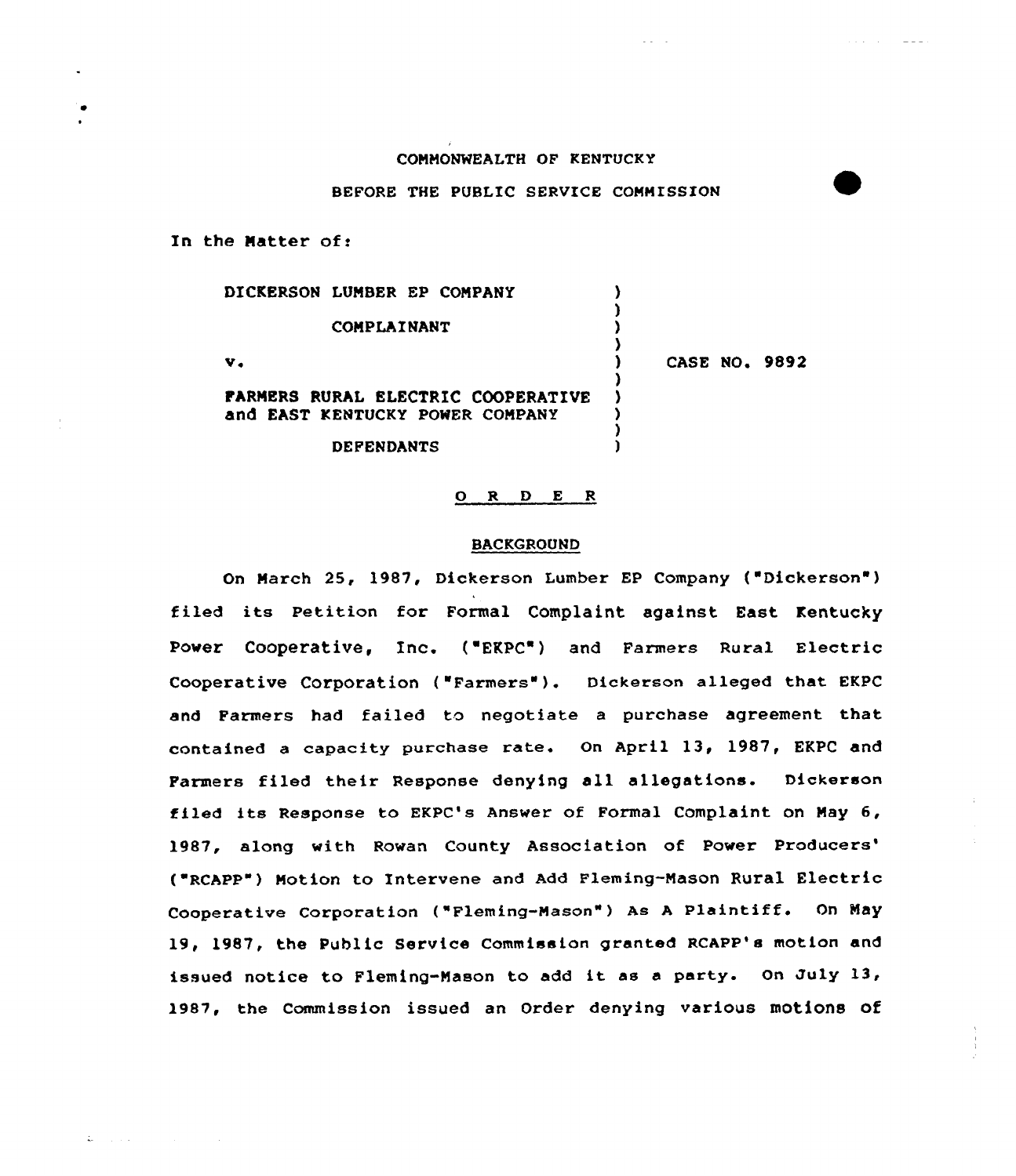COMMONWEALTH OF KENTUCKY

BEFORE THE PUBLIC SERVICE COMMISSION

In the Matter of:

| | | |
|---|---|---|
| DICKERSON LUMBER EP COMPANY<br><br>COMPLAINANT<br><br>v.<br><br>FARMERS RURAL ELECTRIC COOPERATIVE and EAST KENTUCKY POWER COMPANY<br><br>DEFENDANTS | ) | CASE NO. 9892 |

## ORDER

### BACKGROUND

On March 25, 1987, Dickerson Lumber EP Company ("Dickerson") filed its Petition for Formal Complaint against East Kentucky Power Cooperative, Inc. ("EKPC") and Farmers Rural Electric Cooperative Corporation ("Farmers"). Dickerson alleged that EKPC and Farmers had failed to negotiate a purchase agreement that contained a capacity purchase rate. On April 13, 1987, EKPC and Farmers filed their Response denying all allegations. Dickerson filed its Response to EKPC's Answer of Formal Complaint on May 6, 1987, along with Rowan County Association of Power Producers' ("RCAPP") Motion to Intervene and Add Fleming-Mason Rural Electric Cooperative Corporation ("Fleming-Mason") As A Plaintiff. On May 19, 1987, the Public Service Commission granted RCAPP's motion and issued notice to Fleming-Mason to add it as a party. On July 13, 1987, the Commission issued an Order denying various motions of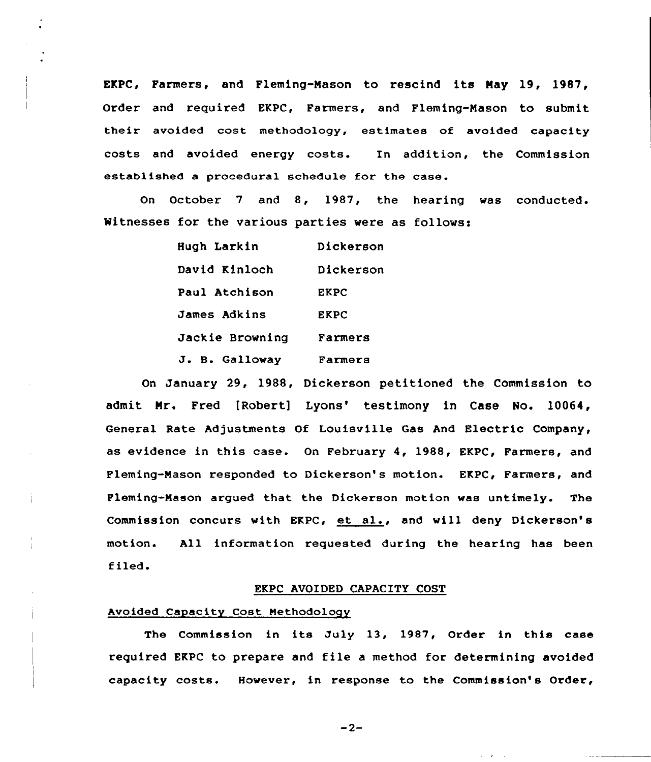EKPC, Farmers, and Fleming-Mason to rescind its May 19, 1987, Order and required EKPC, Farmers, and Fleming-Mason to submit their avoided cost methodology, estimates of avoided capacity costs and avoided energy costs. In addition, the Commission established a procedural schedule for the case.

On October 7 and 8, 1987, the hearing was conducted. Witnesses for the various parties were as follows:

| | |
|---|---|
| Hugh Larkin | Dickerson |
| David Kinloch | Dickerson |
| Paul Atchison | EKPC |
| James Adkins | EKPC |
| Jackie Browning | Farmers |
| J. B. Galloway | Farmers |

On January 29, 1988, Dickerson petitioned the Commission to admit Mr. Fred [Robert] Lyons' testimony in Case No. 10064, General Rate Adjustments Of Louisville Gas And Electric Company, as evidence in this case. On February 4, 1988, EKPC, Farmers, and Fleming-Mason responded to Dickerson's motion. EKPC, Farmers, and Fleming-Mason argued that the Dickerson motion was untimely. The Commission concurs with EKPC, et al., and will deny Dickerson's motion. All information requested during the hearing has been filed.

## EKPC AVOIDED CAPACITY COST

### Avoided Capacity Cost Methodology

The Commission in its July 13, 1987, Order in this case required EKPC to prepare and file a method for determining avoided capacity costs. However, in response to the Commission's Order,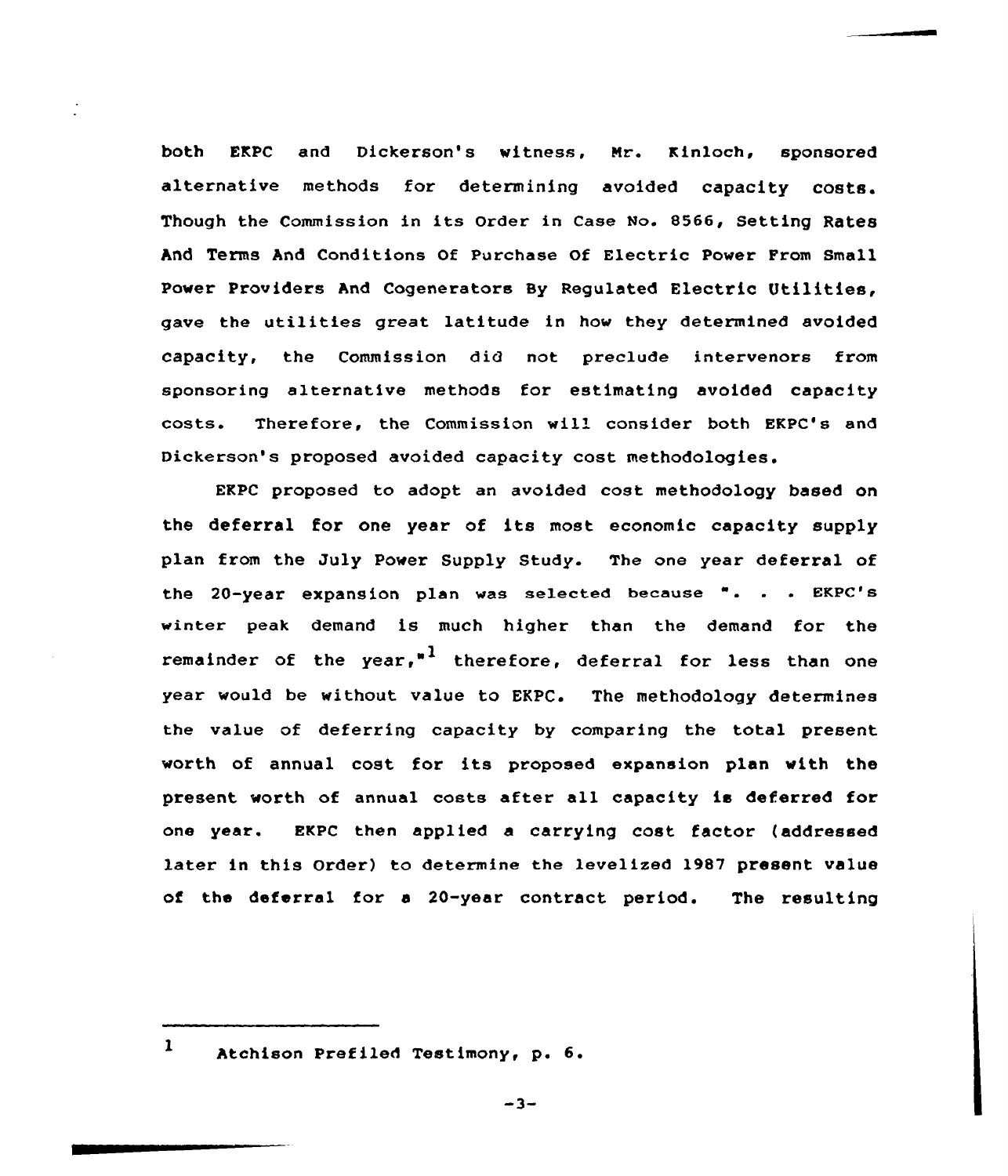both EKPC and Dickerson's witness, Mr. Kinloch, sponsored alternative methods for determining avoided capacity costs. Though the Commission in its Order in Case No. 8566, Setting Rates And Terms And Conditions Of Purchase Of Electric Power From Small Power Providers And Cogenerators By Regulated Electric Utilities, gave the utilities great latitude in how they determined avoided capacity, the Commission did not preclude intervenors from sponsoring alternative methods for estimating avoided capacity costs. Therefore, the Commission will consider both EKPC's and Dickerson's proposed avoided capacity cost methodologies.

EKPC proposed to adopt an avoided cost methodology based on the deferral for one year of its most economic capacity supply plan from the July Power Supply Study. The one year deferral of the 20-year expansion plan was selected because ". . . EKPC's winter peak demand is much higher than the demand for the remainder of the year,"[1] therefore, deferral for less than one year would be without value to EKPC. The methodology determines the value of deferring capacity by comparing the total present worth of annual cost for its proposed expansion plan with the present worth of annual costs after all capacity is deferred for one year. EKPC then applied a carrying cost factor (addressed later in this Order) to determine the levelized 1987 present value of the deferral for a 20-year contract period. The resulting

---

[1] Atchison Prefiled Testimony, p. 6.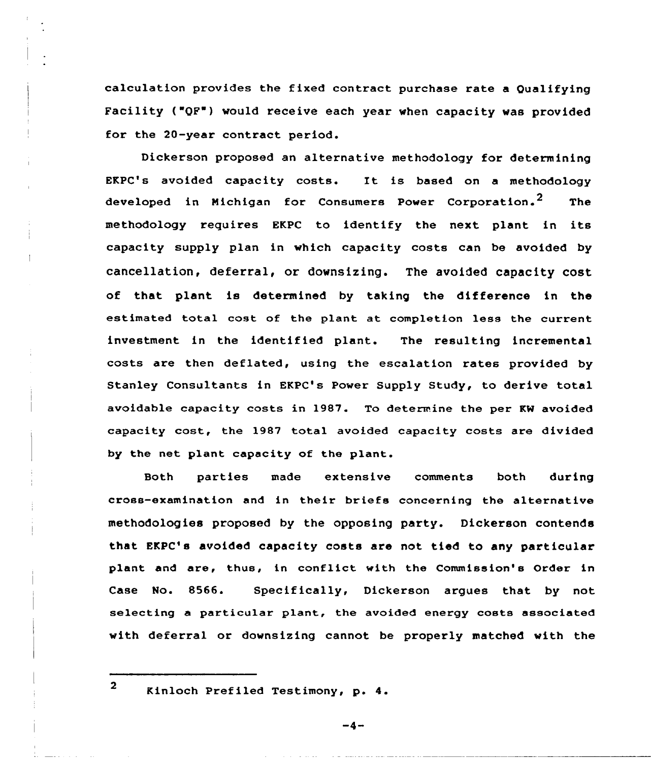calculation provides the fixed contract purchase rate a Qualifying Facility ("QF") would receive each year when capacity was provided for the 20-year contract period.

Dickerson proposed an alternative methodology for determining EKPC's avoided capacity costs. It is based on a methodology developed in Michigan for Consumers Power Corporation.[2] The methodology requires EKPC to identify the next plant in its capacity supply plan in which capacity costs can be avoided by cancellation, deferral, or downsizing. The avoided capacity cost of that plant is determined by taking the difference in the estimated total cost of the plant at completion less the current investment in the identified plant. The resulting incremental costs are then deflated, using the escalation rates provided by Stanley Consultants in EKPC's Power Supply Study, to derive total avoidable capacity costs in 1987. To determine the per KW avoided capacity cost, the 1987 total avoided capacity costs are divided by the net plant capacity of the plant.

Both parties made extensive comments both during cross-examination and in their briefs concerning the alternative methodologies proposed by the opposing party. Dickerson contends that EKPC's avoided capacity costs are not tied to any particular plant and are, thus, in conflict with the Commission's Order in Case No. 8566. Specifically, Dickerson argues that by not selecting a particular plant, the avoided energy costs associated with deferral or downsizing cannot be properly matched with the

---

[2] Kinloch Prefiled Testimony, p. 4.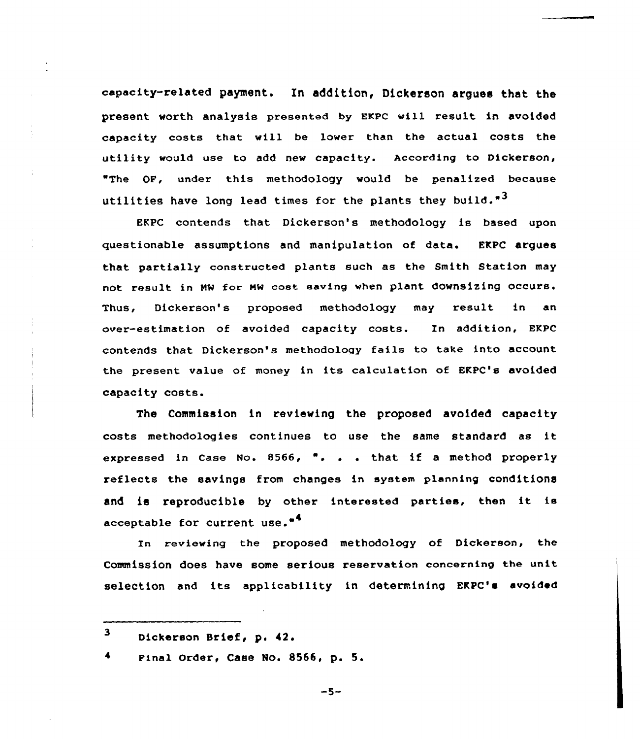capacity-related payment. In addition, Dickerson argues that the present worth analysis presented by EKPC will result in avoided capacity costs that will be lower than the actual costs the utility would use to add new capacity. According to Dickerson, "The QF, under this methodology would be penalized because utilities have long lead times for the plants they build."[3]

EKPC contends that Dickerson's methodology is based upon questionable assumptions and manipulation of data. EKPC argues that partially constructed plants such as the Smith Station may not result in MW for MW cost saving when plant downsizing occurs. Thus, Dickerson's proposed methodology may result in an over-estimation of avoided capacity costs. In addition, EKPC contends that Dickerson's methodology fails to take into account the present value of money in its calculation of EKPC's avoided capacity costs.

The Commission in reviewing the proposed avoided capacity costs methodologies continues to use the same standard as it expressed in Case No. 8566, ". . . that if a method properly reflects the savings from changes in system planning conditions and is reproducible by other interested parties, then it is acceptable for current use."[4]

In reviewing the proposed methodology of Dickerson, the Commission does have some serious reservation concerning the unit selection and its applicability in determining EKPC's avoided

---

[3] Dickerson Brief, p. 42.

[4] Final Order, Case No. 8566, p. 5.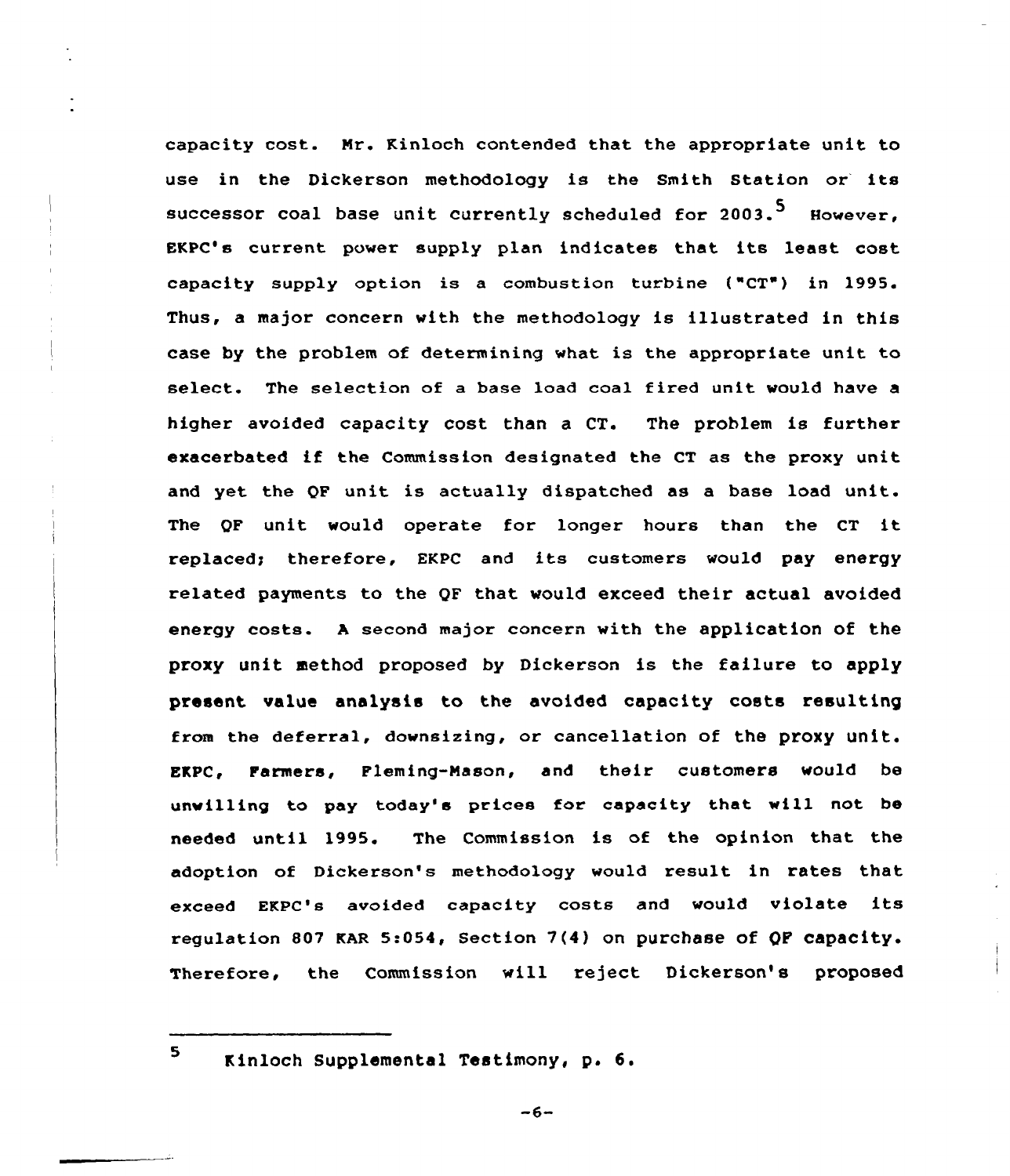capacity cost. Mr. Kinloch contended that the appropriate unit to use in the Dickerson methodology is the Smith Station or its successor coal base unit currently scheduled for 2003.[5] However, EKPC's current power supply plan indicates that its least cost capacity supply option is a combustion turbine ("CT") in 1995. Thus, a major concern with the methodology is illustrated in this case by the problem of determining what is the appropriate unit to select. The selection of a base load coal fired unit would have a higher avoided capacity cost than a CT. The problem is further exacerbated if the Commission designated the CT as the proxy unit and yet the QF unit is actually dispatched as a base load unit. The QF unit would operate for longer hours than the CT it replaced; therefore, EKPC and its customers would pay energy related payments to the QF that would exceed their actual avoided energy costs. A second major concern with the application of the proxy unit method proposed by Dickerson is the failure to apply present value analysis to the avoided capacity costs resulting from the deferral, downsizing, or cancellation of the proxy unit. EKPC, Farmers, Fleming-Mason, and their customers would be unwilling to pay today's prices for capacity that will not be needed until 1995. The Commission is of the opinion that the adoption of Dickerson's methodology would result in rates that exceed EKPC's avoided capacity costs and would violate its regulation 807 KAR 5:054, Section 7(4) on purchase of QF capacity. Therefore, the Commission will reject Dickerson's proposed

---

[5] Kinloch Supplemental Testimony, p. 6.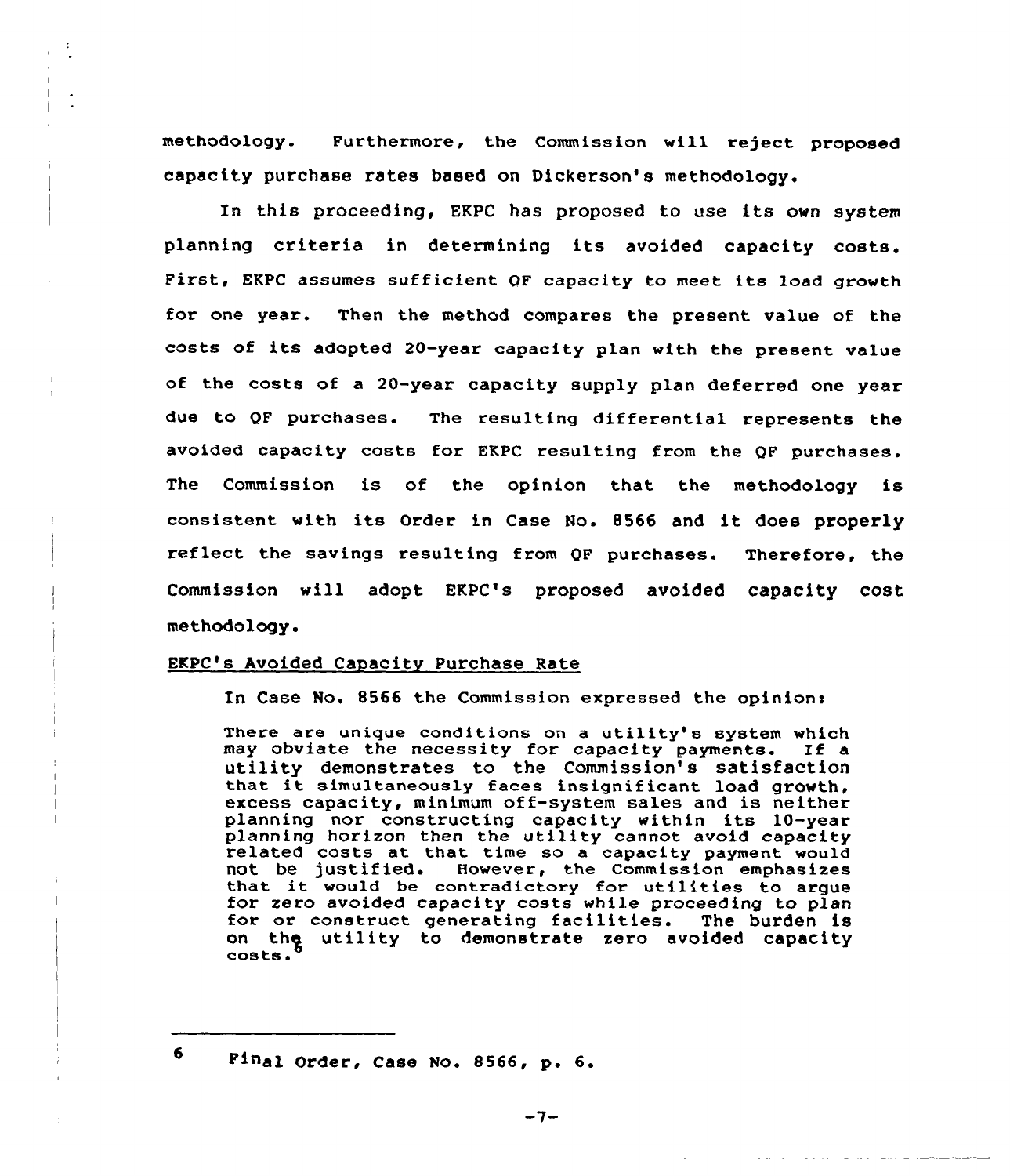methodology. Furthermore, the Commission will reject proposed capacity purchase rates based on Dickerson's methodology.

In this proceeding, EKPC has proposed to use its own system planning criteria in determining its avoided capacity costs. First, EKPC assumes sufficient QF capacity to meet its load growth for one year. Then the method compares the present value of the costs of its adopted 20-year capacity plan with the present value of the costs of a 20-year capacity supply plan deferred one year due to QF purchases. The resulting differential represents the avoided capacity costs for EKPC resulting from the QF purchases. The Commission is of the opinion that the methodology is consistent with its Order in Case No. 8566 and it does properly reflect the savings resulting from QF purchases. Therefore, the Commission will adopt EKPC's proposed avoided capacity cost methodology.

EKPC's Avoided Capacity Purchase Rate

In Case No. 8566 the Commission expressed the opinion:

> There are unique conditions on a utility's system which may obviate the necessity for capacity payments. If a utility demonstrates to the Commission's satisfaction that it simultaneously faces insignificant load growth, excess capacity, minimum off-system sales and is neither planning nor constructing capacity within its 10-year planning horizon then the utility cannot avoid capacity related costs at that time so a capacity payment would not be justified. However, the Commission emphasizes that it would be contradictory for utilities to argue for zero avoided capacity costs while proceeding to plan for or construct generating facilities. The burden is on the utility to demonstrate zero avoided capacity costs.[6]

---

[6] Final Order, Case No. 8566, p. 6.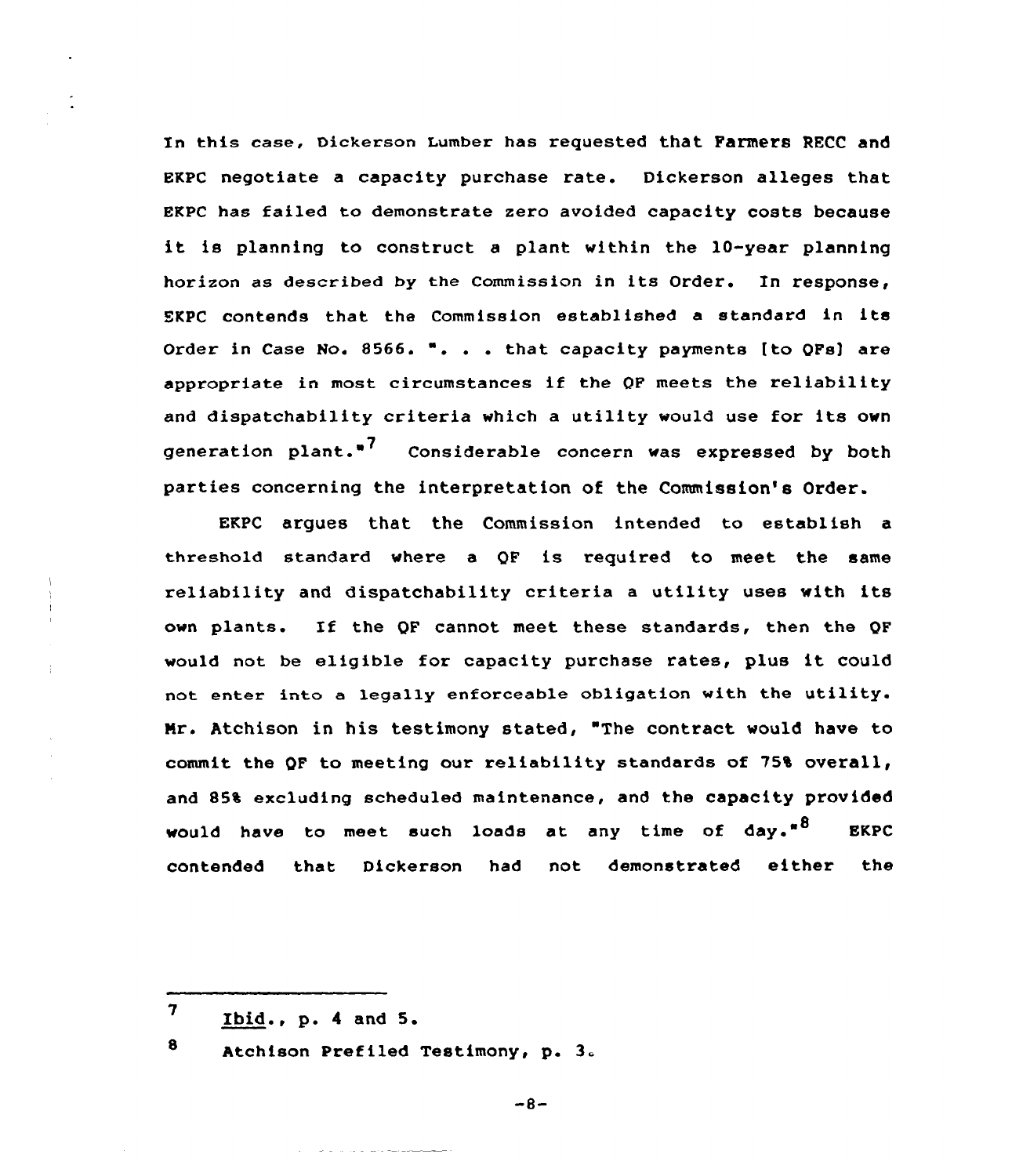In this case, Dickerson Lumber has requested that Farmers RECC and EKPC negotiate a capacity purchase rate. Dickerson alleges that EKPC has failed to demonstrate zero avoided capacity costs because it is planning to construct a plant within the 10-year planning horizon as described by the Commission in its Order. In response, EKPC contends that the Commission established a standard in its Order in Case No. 8566. ". . . that capacity payments [to QFs] are appropriate in most circumstances if the QF meets the reliability and dispatchability criteria which a utility would use for its own generation plant."[7] Considerable concern was expressed by both parties concerning the interpretation of the Commission's Order.

EKPC argues that the Commission intended to establish a threshold standard where a QF is required to meet the same reliability and dispatchability criteria a utility uses with its own plants. If the QF cannot meet these standards, then the QF would not be eligible for capacity purchase rates, plus it could not enter into a legally enforceable obligation with the utility. Mr. Atchison in his testimony stated, "The contract would have to commit the QF to meeting our reliability standards of 75% overall, and 85% excluding scheduled maintenance, and the capacity provided would have to meet such loads at any time of day."[8] EKPC contended that Dickerson had not demonstrated either the

---

7 Ibid., p. 4 and 5.

8 Atchison Prefiled Testimony, p. 3.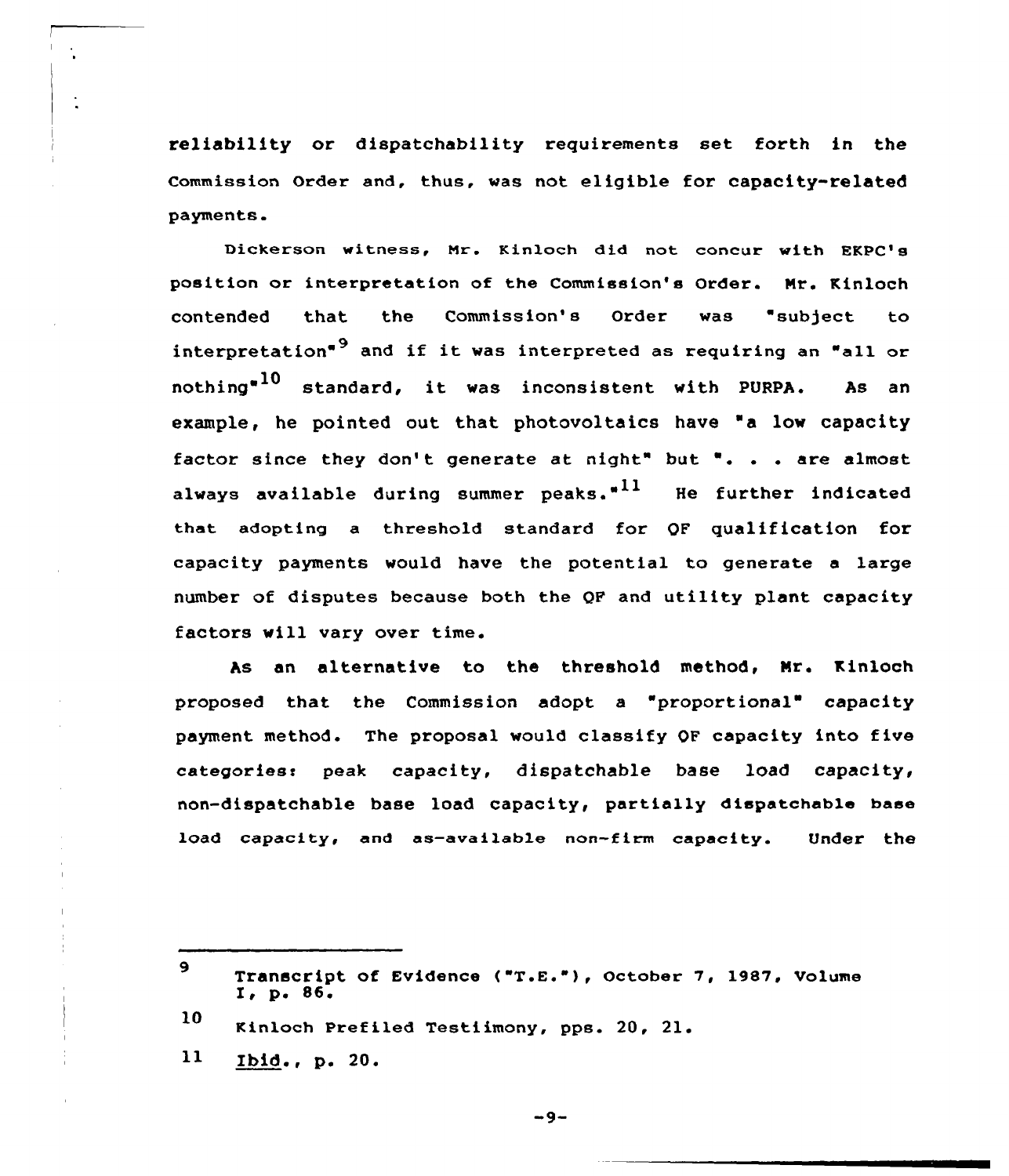reliability or dispatchability requirements set forth in the Commission Order and, thus, was not eligible for capacity-related payments.

Dickerson witness, Mr. Kinloch did not concur with EKPC's position or interpretation of the Commission's Order. Mr. Kinloch contended that the Commission's Order was "subject to interpretation"[9] and if it was interpreted as requiring an "all or nothing"[10] standard, it was inconsistent with PURPA. As an example, he pointed out that photovoltaics have "a low capacity factor since they don't generate at night" but ". . . are almost always available during summer peaks."[11] He further indicated that adopting a threshold standard for QF qualification for capacity payments would have the potential to generate a large number of disputes because both the QF and utility plant capacity factors will vary over time.

As an alternative to the threshold method, Mr. Kinloch proposed that the Commission adopt a "proportional" capacity payment method. The proposal would classify QF capacity into five categories: peak capacity, dispatchable base load capacity, non-dispatchable base load capacity, partially dispatchable base load capacity, and as-available non-firm capacity. Under the

---

[9] Transcript of Evidence ("T.E."), October 7, 1987, Volume I, p. 86.

[10] Kinloch Prefiled Testiimony, pps. 20, 21.

[11] *Ibid.*, p. 20.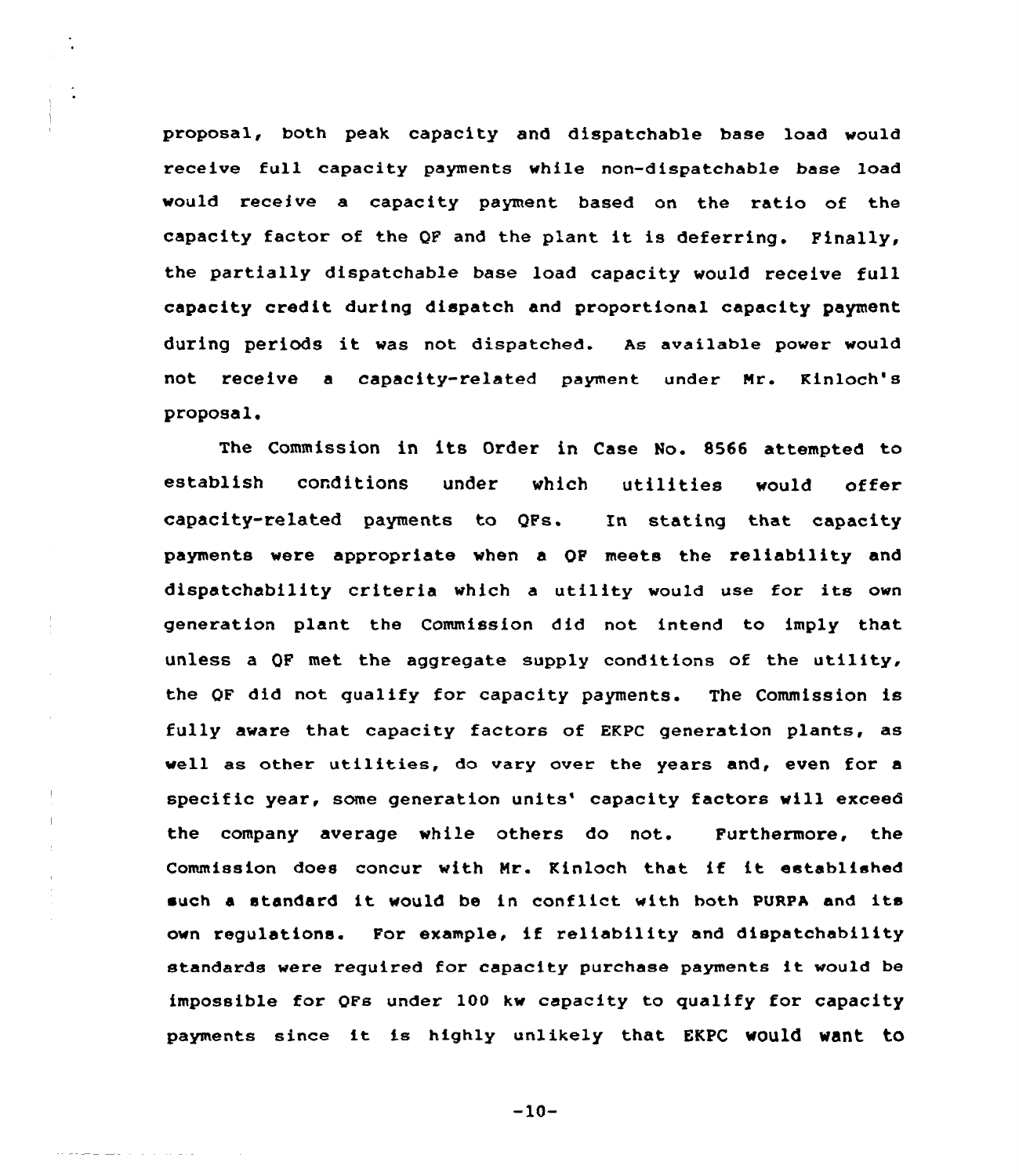proposal, both peak capacity and dispatchable base load would receive full capacity payments while non-dispatchable base load would receive a capacity payment based on the ratio of the capacity factor of the QF and the plant it is deferring. Finally, the partially dispatchable base load capacity would receive full capacity credit during dispatch and proportional capacity payment during periods it was not dispatched. As available power would not receive a capacity-related payment under Mr. Kinloch's proposal.

The Commission in its Order in Case No. 8566 attempted to establish conditions under which utilities would offer capacity-related payments to QFs. In stating that capacity payments were appropriate when a QF meets the reliability and dispatchability criteria which a utility would use for its own generation plant the Commission did not intend to imply that unless a QF met the aggregate supply conditions of the utility, the QF did not qualify for capacity payments. The Commission is fully aware that capacity factors of EKPC generation plants, as well as other utilities, do vary over the years and, even for a specific year, some generation units' capacity factors will exceed the company average while others do not. Furthermore, the Commission does concur with Mr. Kinloch that if it established such a standard it would be in conflict with both PURPA and its own regulations. For example, if reliability and dispatchability standards were required for capacity purchase payments it would be impossible for QFs under 100 kw capacity to qualify for capacity payments since it is highly unlikely that EKPC would want to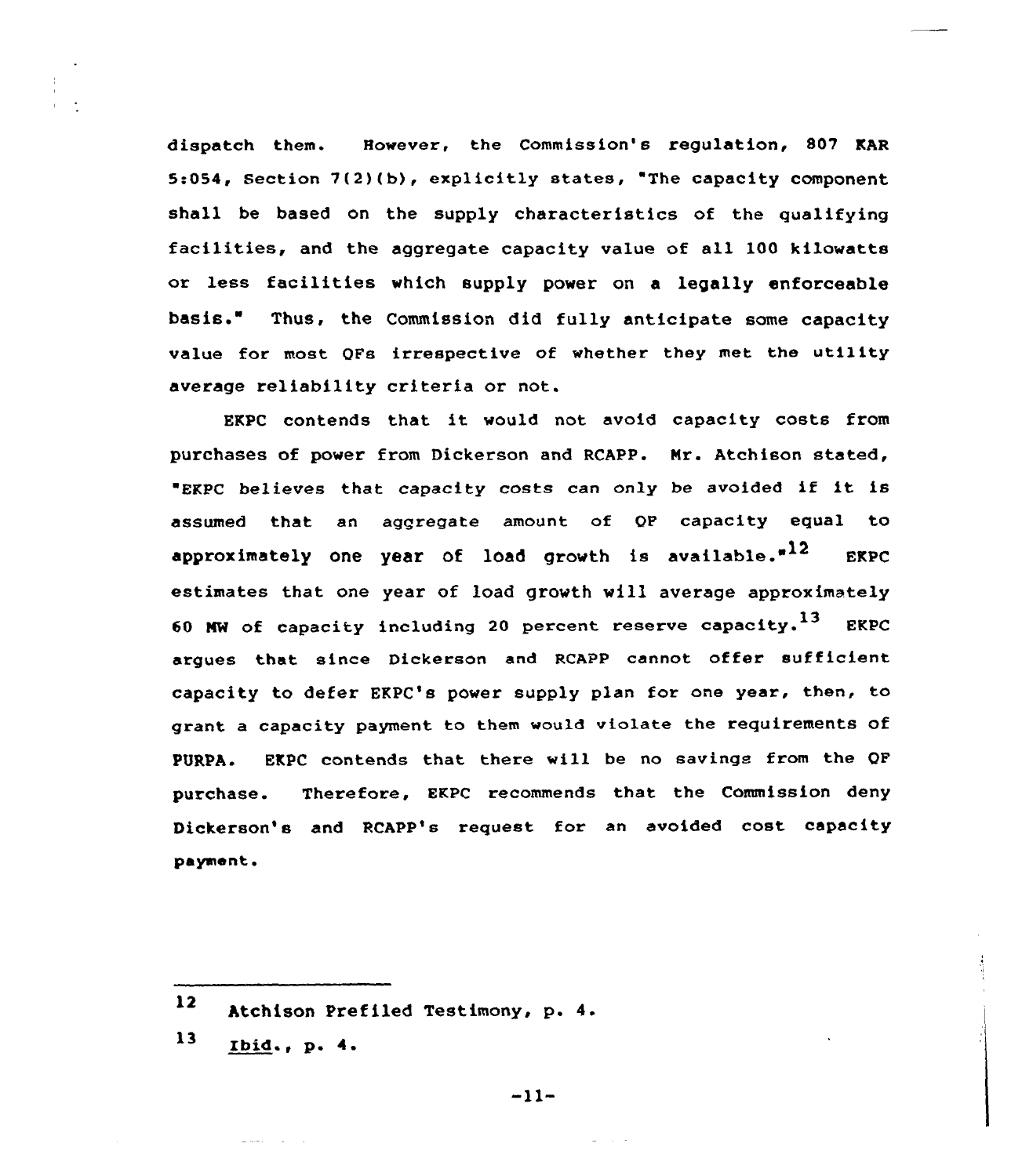dispatch them. However, the Commission's regulation, 807 KAR 5:054, Section 7(2)(b), explicitly states, "The capacity component shall be based on the supply characteristics of the qualifying facilities, and the aggregate capacity value of all 100 kilowatts or less facilities which supply power on a legally enforceable basis." Thus, the Commission did fully anticipate some capacity value for most QFs irrespective of whether they met the utility average reliability criteria or not.

EKPC contends that it would not avoid capacity costs from purchases of power from Dickerson and RCAPP. Mr. Atchison stated, "EKPC believes that capacity costs can only be avoided if it is assumed that an aggregate amount of QF capacity equal to approximately one year of load growth is available."[12] EKPC estimates that one year of load growth will average approximately 60 MW of capacity including 20 percent reserve capacity.[13] EKPC argues that since Dickerson and RCAPP cannot offer sufficient capacity to defer EKPC's power supply plan for one year, then, to grant a capacity payment to them would violate the requirements of PURPA. EKPC contends that there will be no savings from the QF purchase. Therefore, EKPC recommends that the Commission deny Dickerson's and RCAPP's request for an avoided cost capacity payment.

---

12 Atchison Prefiled Testimony, p. 4.

13 *Ibid.*, p. 4.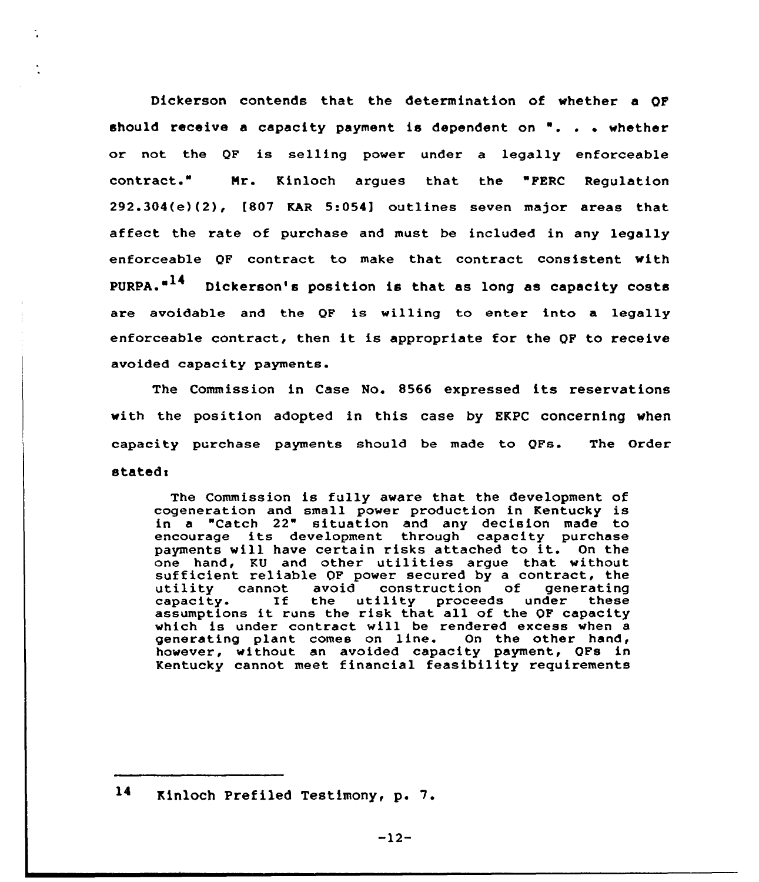Dickerson contends that the determination of whether a QF should receive a capacity payment is dependent on ". . . whether or not the QF is selling power under a legally enforceable contract." Mr. Kinloch argues that the "FERC Regulation 292.304(e)(2), [807 KAR 5:054] outlines seven major areas that affect the rate of purchase and must be included in any legally enforceable QF contract to make that contract consistent with PURPA."[14] Dickerson's position is that as long as capacity costs are avoidable and the QF is willing to enter into a legally enforceable contract, then it is appropriate for the QF to receive avoided capacity payments.

The Commission in Case No. 8566 expressed its reservations with the position adopted in this case by EKPC concerning when capacity purchase payments should be made to QFs. The Order stated:

> The Commission is fully aware that the development of cogeneration and small power production in Kentucky is in a "Catch 22" situation and any decision made to encourage its development through capacity purchase payments will have certain risks attached to it. On the one hand, KU and other utilities argue that without sufficient reliable QF power secured by a contract, the utility cannot avoid construction of generating capacity. If the utility proceeds under these assumptions it runs the risk that all of the QF capacity which is under contract will be rendered excess when a generating plant comes on line. On the other hand, however, without an avoided capacity payment, QFs in Kentucky cannot meet financial feasibility requirements

---

[14] Kinloch Prefiled Testimony, p. 7.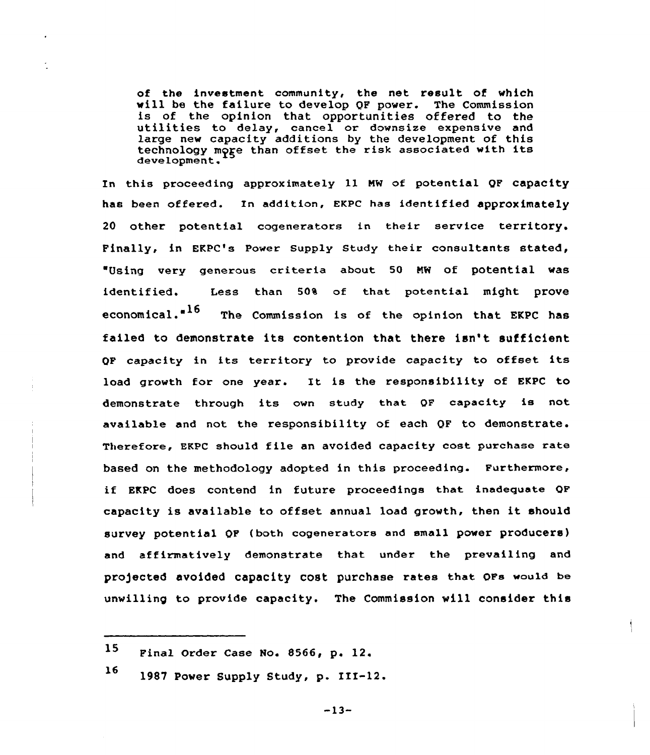> of the investment community, the net result of which will be the failure to develop QF power. The Commission is of the opinion that opportunities offered to the utilities to delay, cancel or downsize expensive and large new capacity additions by the development of this technology more than offset the risk associated with its development.[15]

In this proceeding approximately 11 MW of potential QF capacity has been offered. In addition, EKPC has identified approximately 20 other potential cogenerators in their service territory. Finally, in EKPC's Power Supply Study their consultants stated, "Using very generous criteria about 50 MW of potential was identified. Less than 50% of that potential might prove economical."[16] The Commission is of the opinion that EKPC has failed to demonstrate its contention that there isn't sufficient QF capacity in its territory to provide capacity to offset its load growth for one year. It is the responsibility of EKPC to demonstrate through its own study that QF capacity is not available and not the responsibility of each QF to demonstrate. Therefore, EKPC should file an avoided capacity cost purchase rate based on the methodology adopted in this proceeding. Furthermore, if EKPC does contend in future proceedings that inadequate QF capacity is available to offset annual load growth, then it should survey potential QF (both cogenerators and small power producers) and affirmatively demonstrate that under the prevailing and projected avoided capacity cost purchase rates that QFs would be unwilling to provide capacity. The Commission will consider this

---

[15] Final Order Case No. 8566, p. 12.

[16] 1987 Power Supply Study, p. III-12.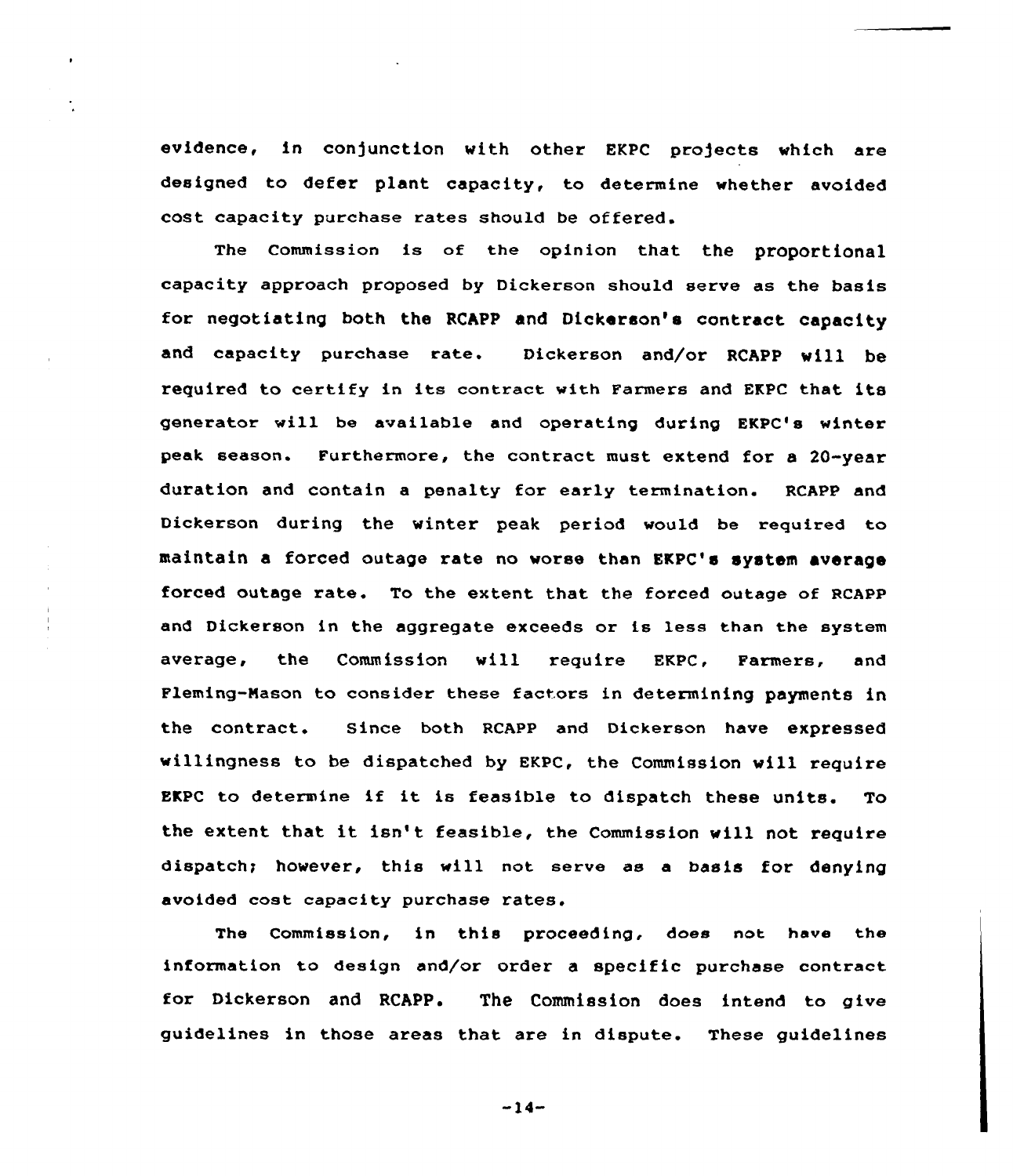evidence, in conjunction with other EKPC projects which are designed to defer plant capacity, to determine whether avoided cost capacity purchase rates should be offered.

The Commission is of the opinion that the proportional capacity approach proposed by Dickerson should serve as the basis for negotiating both the RCAPP and Dickerson's contract capacity and capacity purchase rate. Dickerson and/or RCAPP will be required to certify in its contract with Farmers and EKPC that its generator will be available and operating during EKPC's winter peak season. Furthermore, the contract must extend for a 20-year duration and contain a penalty for early termination. RCAPP and Dickerson during the winter peak period would be required to maintain a forced outage rate no worse than EKPC's system average forced outage rate. To the extent that the forced outage of RCAPP and Dickerson in the aggregate exceeds or is less than the system average, the Commission will require EKPC, Farmers, and Fleming-Mason to consider these factors in determining payments in the contract. Since both RCAPP and Dickerson have expressed willingness to be dispatched by EKPC, the Commission will require EKPC to determine if it is feasible to dispatch these units. To the extent that it isn't feasible, the Commission will not require dispatch; however, this will not serve as a basis for denying avoided cost capacity purchase rates.

The Commission, in this proceeding, does not have the information to design and/or order a specific purchase contract for Dickerson and RCAPP. The Commission does intend to give guidelines in those areas that are in dispute. These guidelines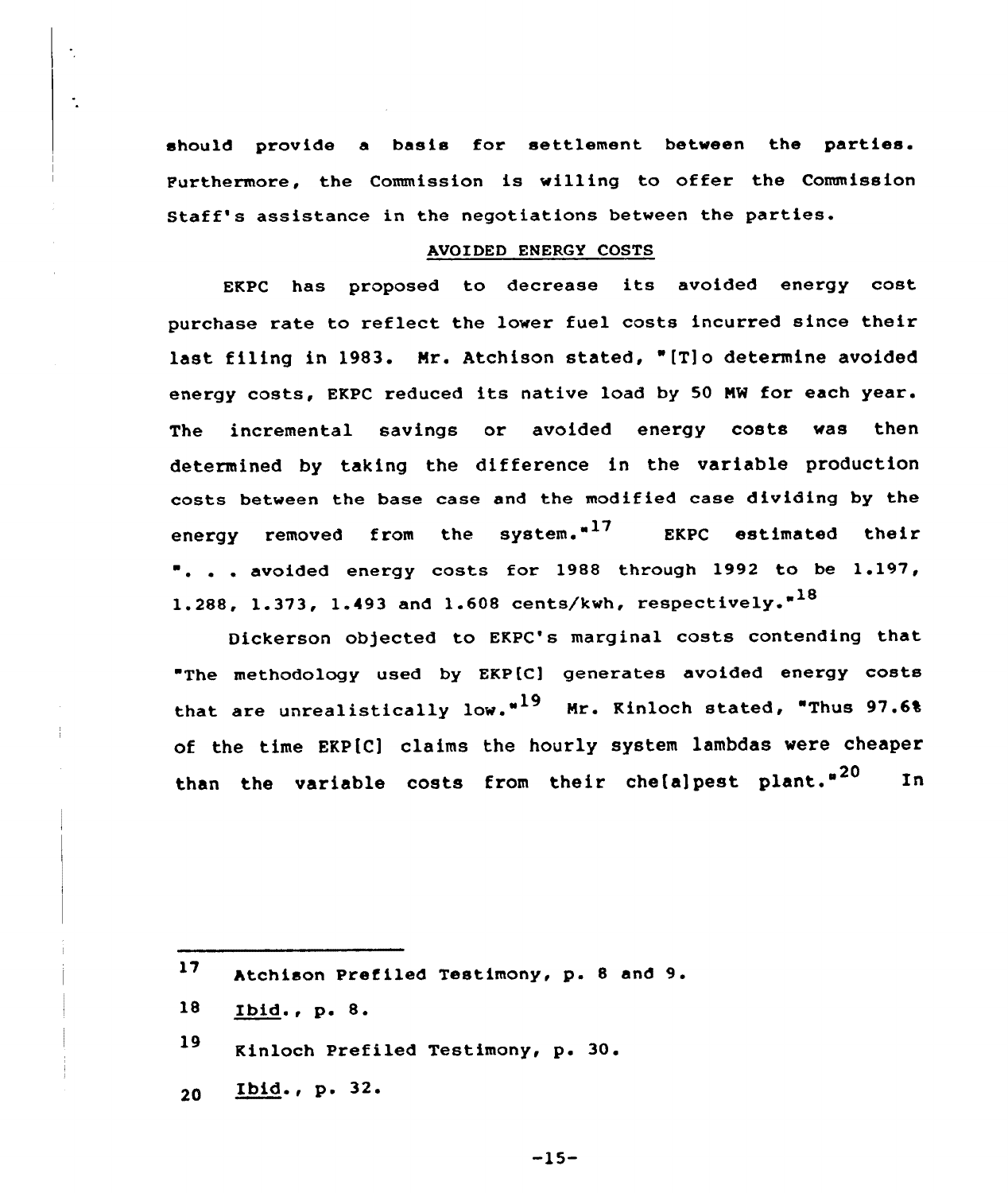should provide a basis for settlement between the parties. Furthermore, the Commission is willing to offer the Commission Staff's assistance in the negotiations between the parties.

## AVOIDED ENERGY COSTS

EKPC has proposed to decrease its avoided energy cost purchase rate to reflect the lower fuel costs incurred since their last filing in 1983. Mr. Atchison stated, "[T]o determine avoided energy costs, EKPC reduced its native load by 50 MW for each year. The incremental savings or avoided energy costs was then determined by taking the difference in the variable production costs between the base case and the modified case dividing by the energy removed from the system."[17] EKPC estimated their ". . . avoided energy costs for 1988 through 1992 to be 1.197, 1.288, 1.373, 1.493 and 1.608 cents/kwh, respectively."[18]

Dickerson objected to EKPC's marginal costs contending that "The methodology used by EKP[C] generates avoided energy costs that are unrealistically low."[19] Mr. Kinloch stated, "Thus 97.6% of the time EKP[C] claims the hourly system lambdas were cheaper than the variable costs from their che[a]pest plant."[20] In

---

17 Atchison Prefiled Testimony, p. 8 and 9.

18 Ibid., p. 8.

19 Kinloch Prefiled Testimony, p. 30.

20 Ibid., p. 32.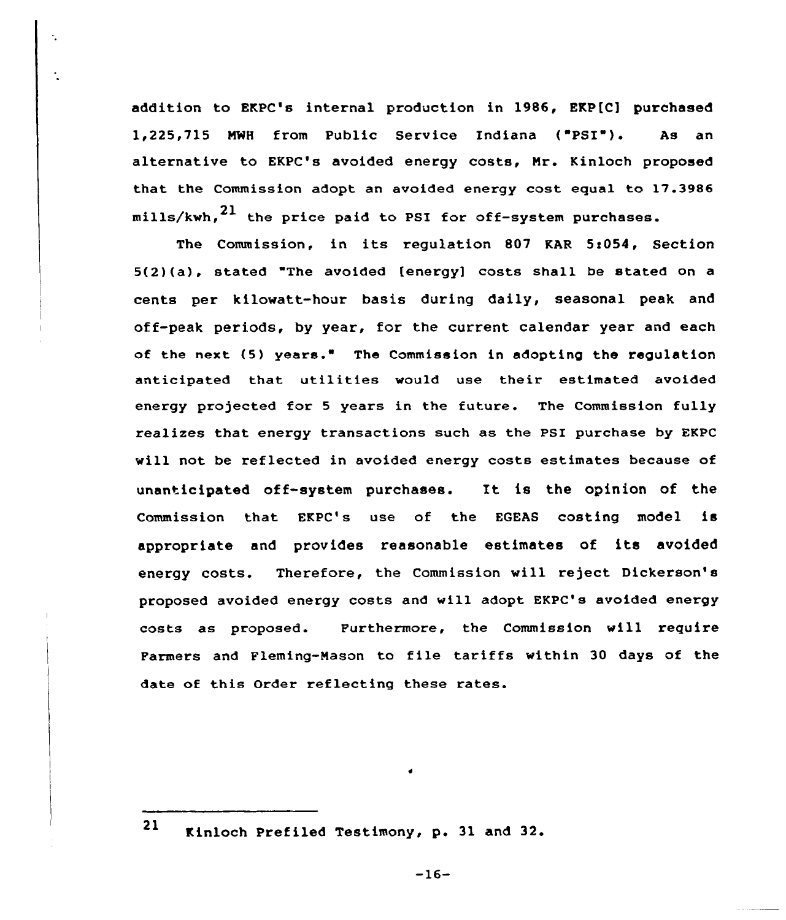addition to EKPC's internal production in 1986, EKP[C] purchased 1,225,715 MWH from Public Service Indiana ("PSI"). As an alternative to EKPC's avoided energy costs, Mr. Kinloch proposed that the Commission adopt an avoided energy cost equal to 17.3986 mills/kwh,[21] the price paid to PSI for off-system purchases.

The Commission, in its regulation 807 KAR 5:054, Section 5(2)(a), stated "The avoided [energy] costs shall be stated on a cents per kilowatt-hour basis during daily, seasonal peak and off-peak periods, by year, for the current calendar year and each of the next (5) years." The Commission in adopting the regulation anticipated that utilities would use their estimated avoided energy projected for 5 years in the future. The Commission fully realizes that energy transactions such as the PSI purchase by EKPC will not be reflected in avoided energy costs estimates because of unanticipated off-system purchases. It is the opinion of the Commission that EKPC's use of the EGEAS costing model is appropriate and provides reasonable estimates of its avoided energy costs. Therefore, the Commission will reject Dickerson's proposed avoided energy costs and will adopt EKPC's avoided energy costs as proposed. Furthermore, the Commission will require Farmers and Fleming-Mason to file tariffs within 30 days of the date of this Order reflecting these rates.

---

[21] Kinloch Prefiled Testimony, p. 31 and 32.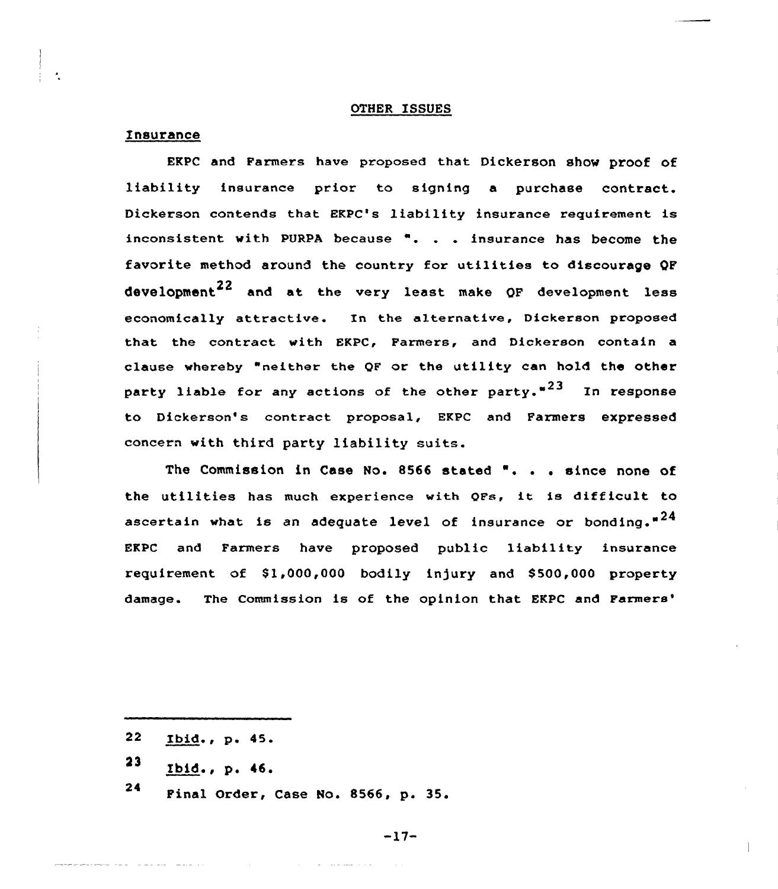## OTHER ISSUES

### Insurance

EKPC and Farmers have proposed that Dickerson show proof of liability insurance prior to signing a purchase contract. Dickerson contends that EKPC's liability insurance requirement is inconsistent with PURPA because ". . . insurance has become the favorite method around the country for utilities to discourage QF development[22] and at the very least make QF development less economically attractive. In the alternative, Dickerson proposed that the contract with EKPC, Farmers, and Dickerson contain a clause whereby "neither the QF or the utility can hold the other party liable for any actions of the other party."[23] In response to Dickerson's contract proposal, EKPC and Farmers expressed concern with third party liability suits.

The Commission in Case No. 8566 stated ". . . since none of the utilities has much experience with QFs, it is difficult to ascertain what is an adequate level of insurance or bonding."[24] EKPC and Farmers have proposed public liability insurance requirement of $1,000,000 bodily injury and $500,000 property damage. The Commission is of the opinion that EKPC and Farmers'

---

22 Ibid., p. 45.

23 Ibid., p. 46.

24 Final Order, Case No. 8566, p. 35.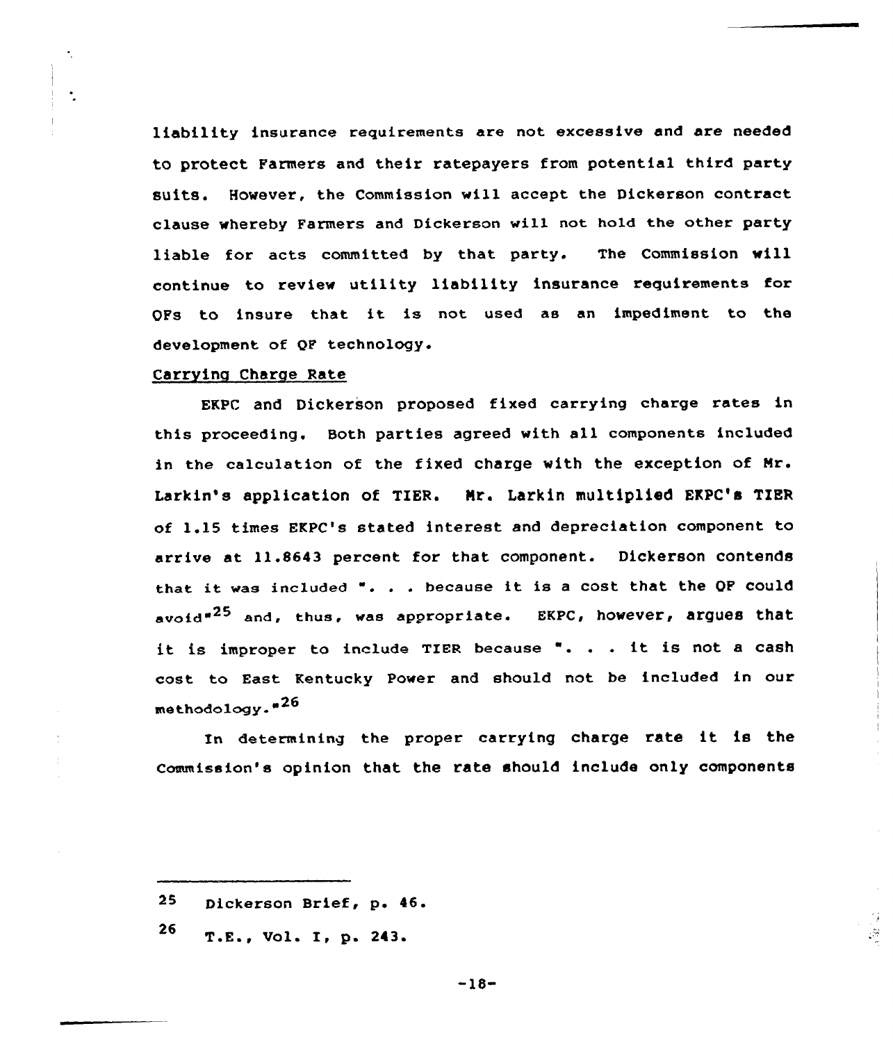liability insurance requirements are not excessive and are needed to protect Farmers and their ratepayers from potential third party suits. However, the Commission will accept the Dickerson contract clause whereby Farmers and Dickerson will not hold the other party liable for acts committed by that party. The Commission will continue to review utility liability insurance requirements for QFs to insure that it is not used as an impediment to the development of QF technology.

Carrying Charge Rate

EKPC and Dickerson proposed fixed carrying charge rates in this proceeding. Both parties agreed with all components included in the calculation of the fixed charge with the exception of Mr. Larkin's application of TIER. Mr. Larkin multiplied EKPC's TIER of 1.15 times EKPC's stated interest and depreciation component to arrive at 11.8643 percent for that component. Dickerson contends that it was included ". . . because it is a cost that the QF could avoid"[25] and, thus, was appropriate. EKPC, however, argues that it is improper to include TIER because ". . . it is not a cash cost to East Kentucky Power and should not be included in our methodology."[26]

In determining the proper carrying charge rate it is the Commission's opinion that the rate should include only components

---

25 Dickerson Brief, p. 46.

26 T.E., Vol. I, p. 243.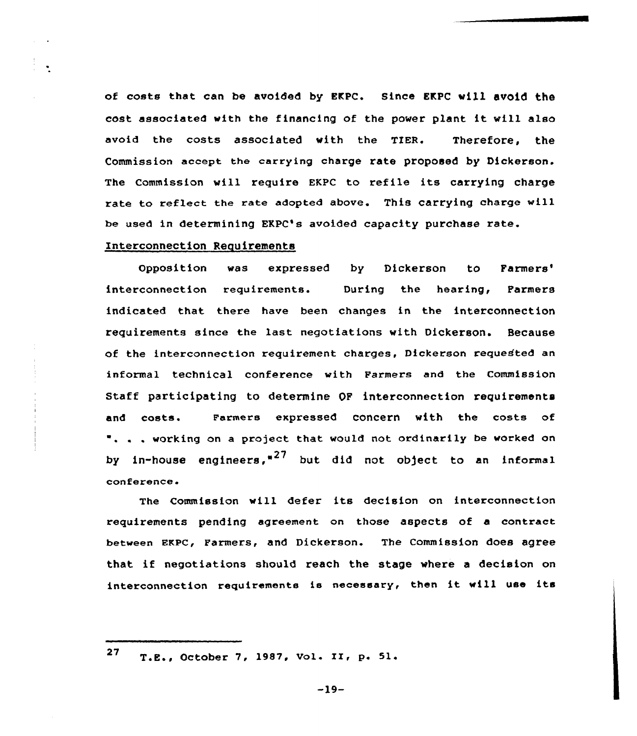of costs that can be avoided by EKPC. Since EKPC will avoid the cost associated with the financing of the power plant it will also avoid the costs associated with the TIER. Therefore, the Commission accept the carrying charge rate proposed by Dickerson. The Commission will require EKPC to refile its carrying charge rate to reflect the rate adopted above. This carrying charge will be used in determining EKPC's avoided capacity purchase rate.

Interconnection Requirements

Opposition was expressed by Dickerson to Farmers' interconnection requirements. During the hearing, Farmers indicated that there have been changes in the interconnection requirements since the last negotiations with Dickerson. Because of the interconnection requirement charges, Dickerson requested an informal technical conference with Farmers and the Commission Staff participating to determine QF interconnection requirements and costs. Farmers expressed concern with the costs of ". . . working on a project that would not ordinarily be worked on by in-house engineers,"[27] but did not object to an informal conference.

The Commission will defer its decision on interconnection requirements pending agreement on those aspects of a contract between EKPC, Farmers, and Dickerson. The Commission does agree that if negotiations should reach the stage where a decision on interconnection requirements is necessary, then it will use its

---

[27] T.E., October 7, 1987, Vol. II, p. 51.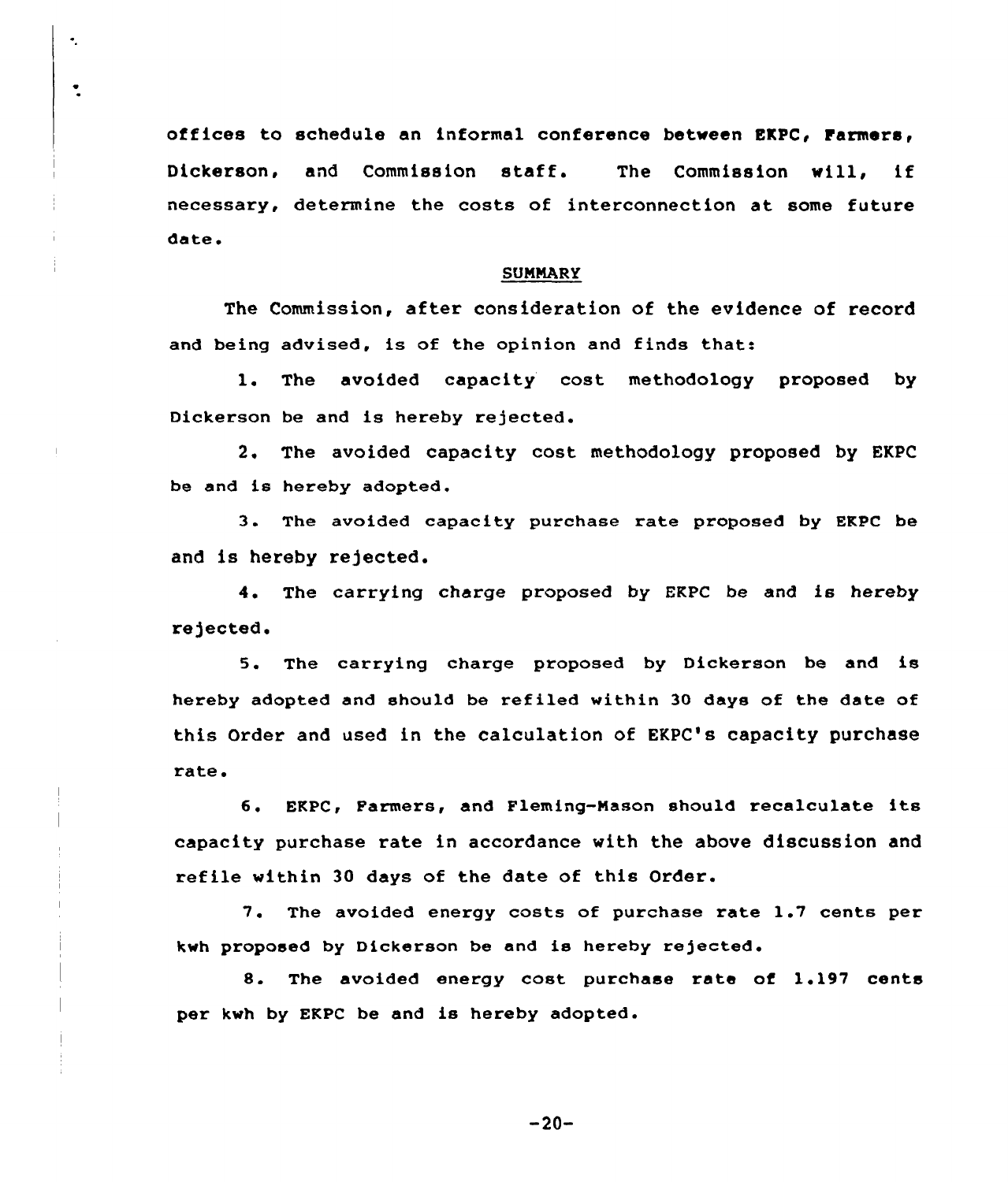offices to schedule an informal conference between EKPC, Farmers, Dickerson, and Commission staff. The Commission will, if necessary, determine the costs of interconnection at some future date.

## SUMMARY

The Commission, after consideration of the evidence of record and being advised, is of the opinion and finds that:

1. The avoided capacity cost methodology proposed by Dickerson be and is hereby rejected.

2. The avoided capacity cost methodology proposed by EKPC be and is hereby adopted.

3. The avoided capacity purchase rate proposed by EKPC be and is hereby rejected.

4. The carrying charge proposed by EKPC be and is hereby rejected.

5. The carrying charge proposed by Dickerson be and is hereby adopted and should be refiled within 30 days of the date of this Order and used in the calculation of EKPC's capacity purchase rate.

6. EKPC, Farmers, and Fleming-Mason should recalculate its capacity purchase rate in accordance with the above discussion and refile within 30 days of the date of this Order.

7. The avoided energy costs of purchase rate 1.7 cents per kwh proposed by Dickerson be and is hereby rejected.

8. The avoided energy cost purchase rate of 1.197 cents per kwh by EKPC be and is hereby adopted.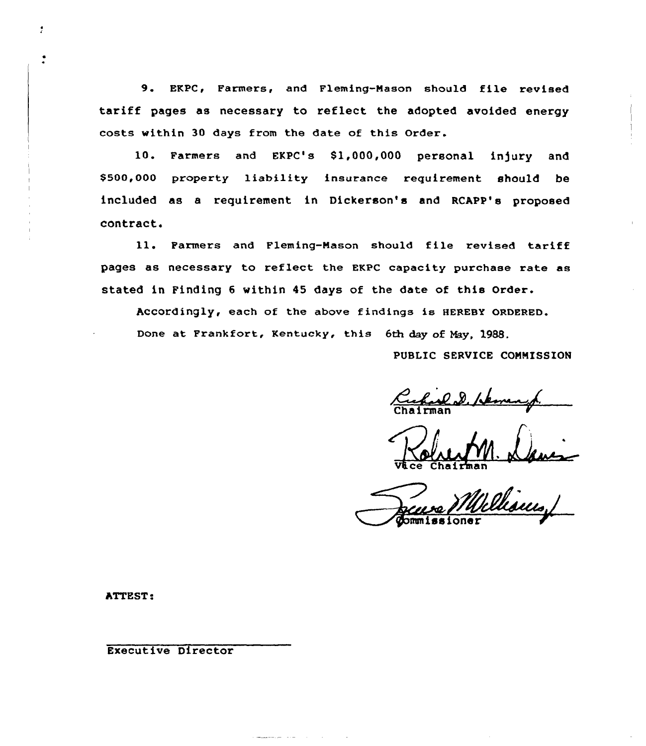9. EKPC, Farmers, and Fleming-Mason should file revised tariff pages as necessary to reflect the adopted avoided energy costs within 30 days from the date of this Order.

10. Farmers and EKPC's $1,000,000 personal injury and $500,000 property liability insurance requirement should be included as a requirement in Dickerson's and RCAPP's proposed contract.

11. Farmers and Fleming-Mason should file revised tariff pages as necessary to reflect the EKPC capacity purchase rate as stated in Finding 6 within 45 days of the date of this Order.

Accordingly, each of the above findings is HEREBY ORDERED.

Done at Frankfort, Kentucky, this 6th day of May, 1988.

PUBLIC SERVICE COMMISSION

Chairman

Vice Chairman

Commissioner

ATTEST:

Executive Director